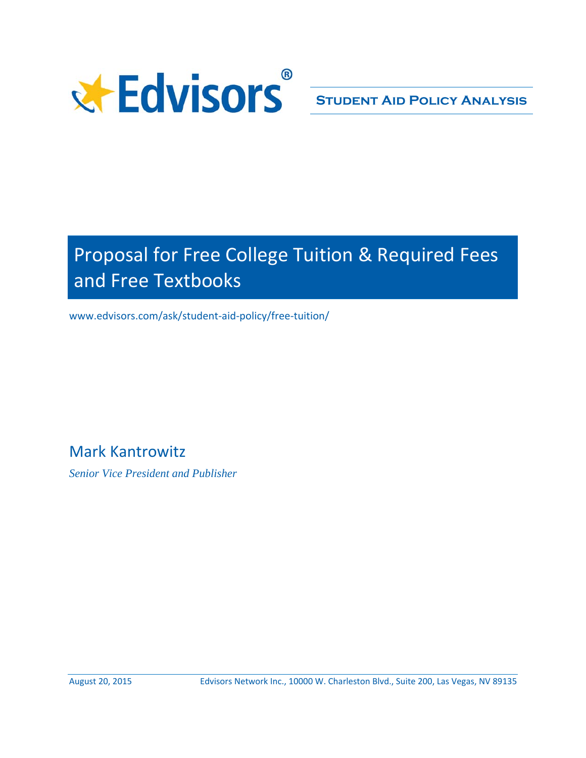Edvisors®

**Student Aid Policy Analysis**

# Proposal for Free College Tuition & Required Fees and Free Textbooks

www.edvisors.com/ask/student-aid-policy/free-tuition/

Mark Kantrowitz

*Senior Vice President and Publisher*

August 20, 2015

Edvisors Network Inc., 10000 W. Charleston Blvd., Suite 200, Las Vegas, NV 89135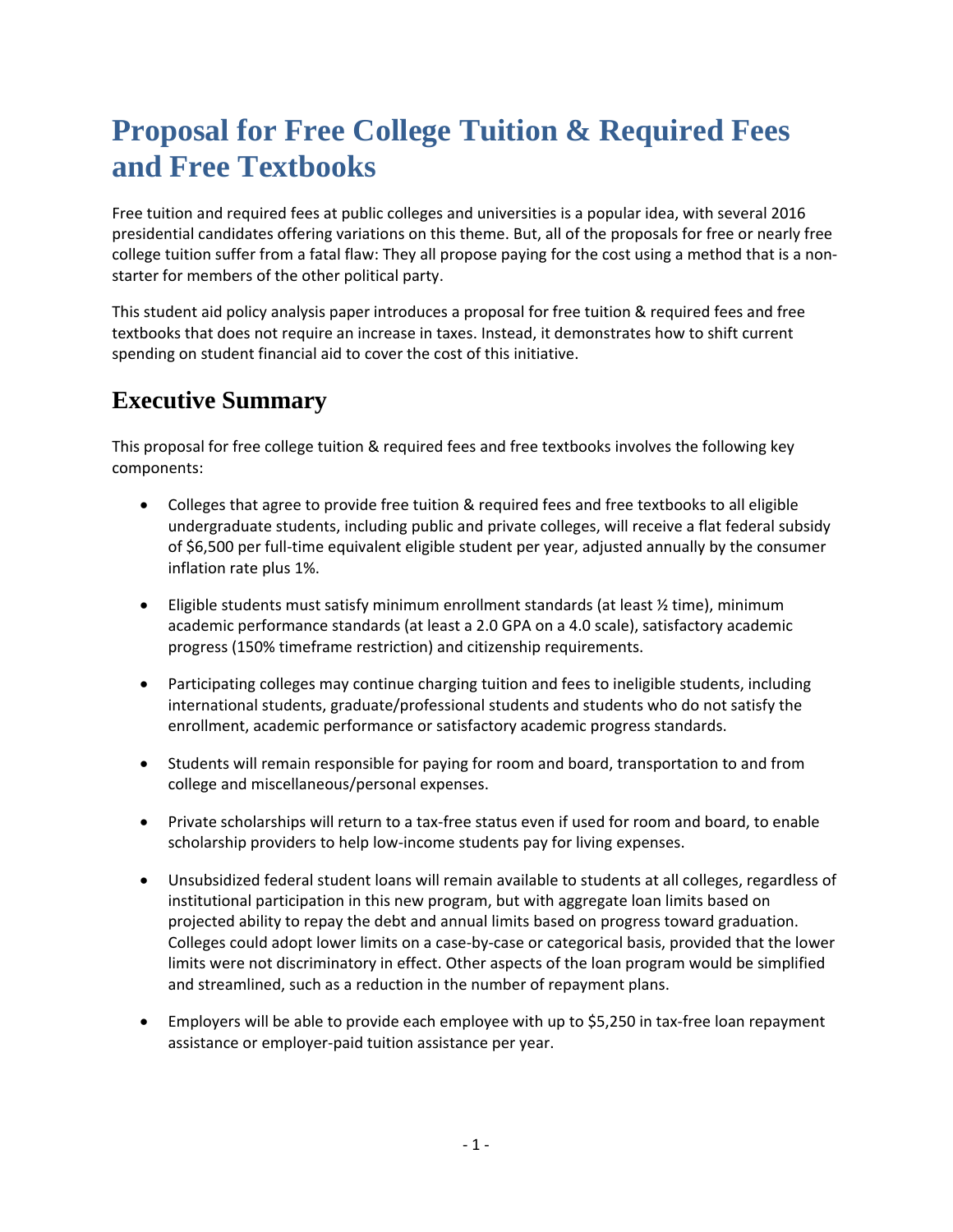# Proposal for Free College Tuition & Required Fees and Free Textbooks

Free tuition and required fees at public colleges and universities is a popular idea, with several 2016 presidential candidates offering variations on this theme. But, all of the proposals for free or nearly free college tuition suffer from a fatal flaw: They all propose paying for the cost using a method that is a non-starter for members of the other political party.

This student aid policy analysis paper introduces a proposal for free tuition & required fees and free textbooks that does not require an increase in taxes. Instead, it demonstrates how to shift current spending on student financial aid to cover the cost of this initiative.

## Executive Summary

This proposal for free college tuition & required fees and free textbooks involves the following key components:

- Colleges that agree to provide free tuition & required fees and free textbooks to all eligible undergraduate students, including public and private colleges, will receive a flat federal subsidy of $6,500 per full-time equivalent eligible student per year, adjusted annually by the consumer inflation rate plus 1%.
- Eligible students must satisfy minimum enrollment standards (at least ½ time), minimum academic performance standards (at least a 2.0 GPA on a 4.0 scale), satisfactory academic progress (150% timeframe restriction) and citizenship requirements.
- Participating colleges may continue charging tuition and fees to ineligible students, including international students, graduate/professional students and students who do not satisfy the enrollment, academic performance or satisfactory academic progress standards.
- Students will remain responsible for paying for room and board, transportation to and from college and miscellaneous/personal expenses.
- Private scholarships will return to a tax-free status even if used for room and board, to enable scholarship providers to help low-income students pay for living expenses.
- Unsubsidized federal student loans will remain available to students at all colleges, regardless of institutional participation in this new program, but with aggregate loan limits based on projected ability to repay the debt and annual limits based on progress toward graduation. Colleges could adopt lower limits on a case-by-case or categorical basis, provided that the lower limits were not discriminatory in effect. Other aspects of the loan program would be simplified and streamlined, such as a reduction in the number of repayment plans.
- Employers will be able to provide each employee with up to $5,250 in tax-free loan repayment assistance or employer-paid tuition assistance per year.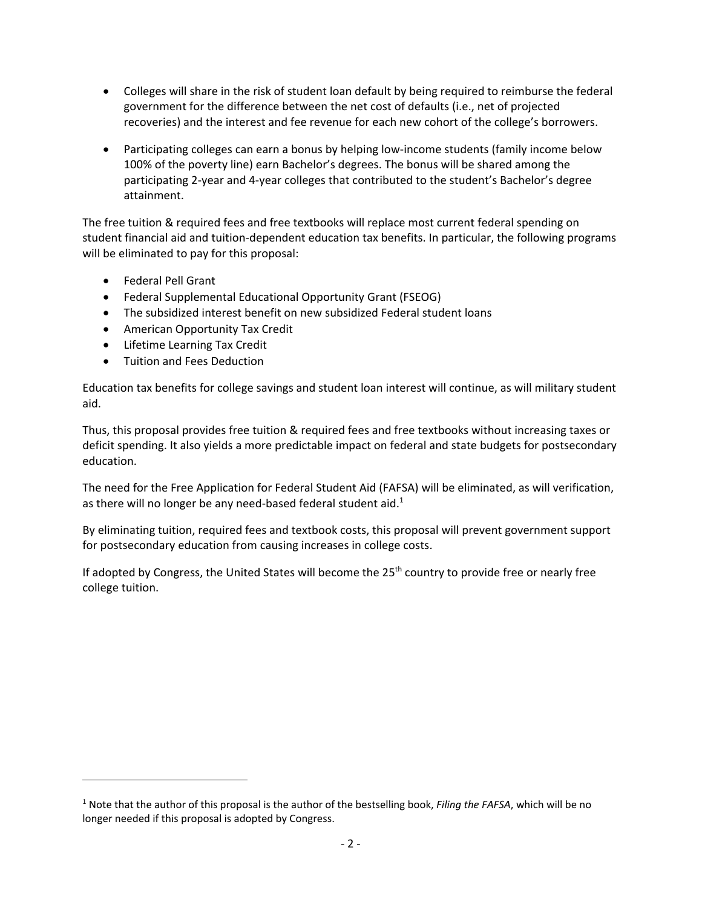- Colleges will share in the risk of student loan default by being required to reimburse the federal government for the difference between the net cost of defaults (i.e., net of projected recoveries) and the interest and fee revenue for each new cohort of the college's borrowers.

- Participating colleges can earn a bonus by helping low-income students (family income below 100% of the poverty line) earn Bachelor's degrees. The bonus will be shared among the participating 2-year and 4-year colleges that contributed to the student's Bachelor's degree attainment.

The free tuition & required fees and free textbooks will replace most current federal spending on student financial aid and tuition-dependent education tax benefits. In particular, the following programs will be eliminated to pay for this proposal:

- Federal Pell Grant
- Federal Supplemental Educational Opportunity Grant (FSEOG)
- The subsidized interest benefit on new subsidized Federal student loans
- American Opportunity Tax Credit
- Lifetime Learning Tax Credit
- Tuition and Fees Deduction

Education tax benefits for college savings and student loan interest will continue, as will military student aid.

Thus, this proposal provides free tuition & required fees and free textbooks without increasing taxes or deficit spending. It also yields a more predictable impact on federal and state budgets for postsecondary education.

The need for the Free Application for Federal Student Aid (FAFSA) will be eliminated, as will verification, as there will no longer be any need-based federal student aid.[1]

By eliminating tuition, required fees and textbook costs, this proposal will prevent government support for postsecondary education from causing increases in college costs.

If adopted by Congress, the United States will become the 25th country to provide free or nearly free college tuition.

---

[1] Note that the author of this proposal is the author of the bestselling book, *Filing the FAFSA*, which will be no longer needed if this proposal is adopted by Congress.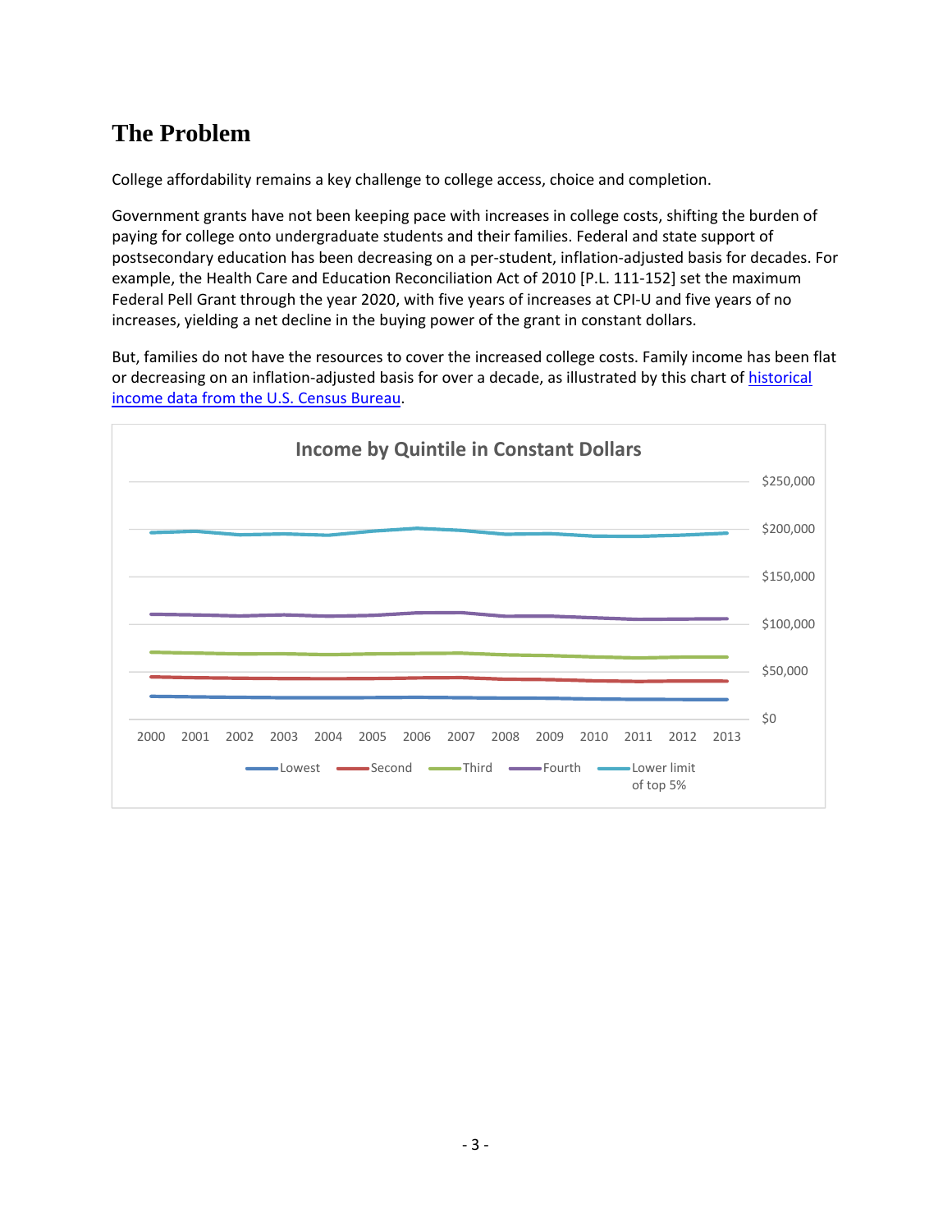# The Problem

College affordability remains a key challenge to college access, choice and completion.

Government grants have not been keeping pace with increases in college costs, shifting the burden of paying for college onto undergraduate students and their families. Federal and state support of postsecondary education has been decreasing on a per-student, inflation-adjusted basis for decades. For example, the Health Care and Education Reconciliation Act of 2010 [P.L. 111-152] set the maximum Federal Pell Grant through the year 2020, with five years of increases at CPI-U and five years of no increases, yielding a net decline in the buying power of the grant in constant dollars.

But, families do not have the resources to cover the increased college costs. Family income has been flat or decreasing on an inflation-adjusted basis for over a decade, as illustrated by this chart of historical income data from the U.S. Census Bureau.

Income by Quintile in Constant Dollars

$250,000
$200,000
$150,000
$100,000
$50,000
$0

2000 2001 2002 2003 2004 2005 2006 2007 2008 2009 2010 2011 2012 2013

Lowest | Second | Third | Fourth | Lower limit of top 5%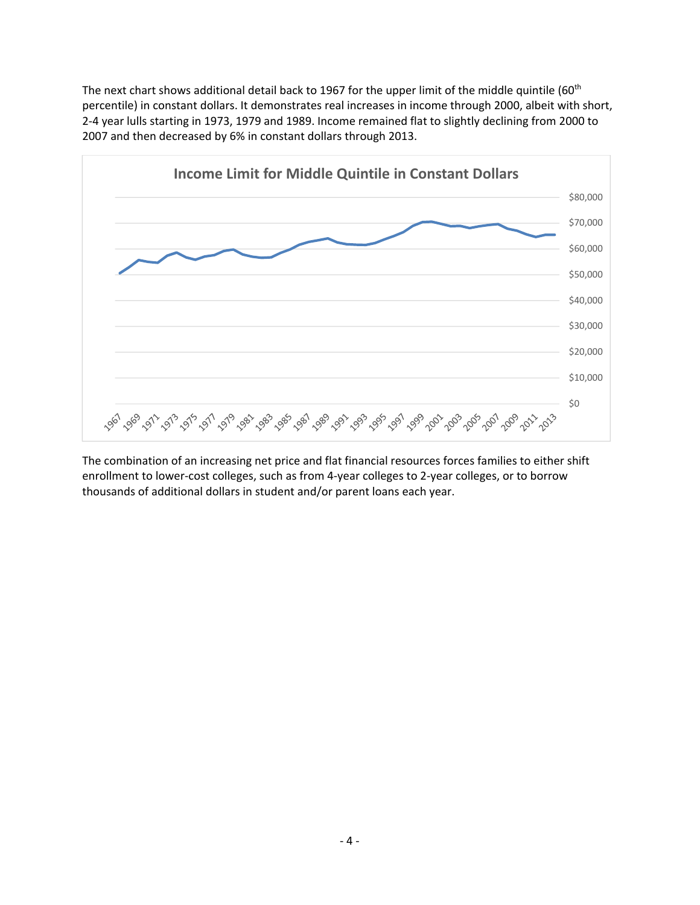The next chart shows additional detail back to 1967 for the upper limit of the middle quintile (60th percentile) in constant dollars. It demonstrates real increases in income through 2000, albeit with short, 2-4 year lulls starting in 1973, 1979 and 1989. Income remained flat to slightly declining from 2000 to 2007 and then decreased by 6% in constant dollars through 2013.

**Income Limit for Middle Quintile in Constant Dollars**

The combination of an increasing net price and flat financial resources forces families to either shift enrollment to lower-cost colleges, such as from 4-year colleges to 2-year colleges, or to borrow thousands of additional dollars in student and/or parent loans each year.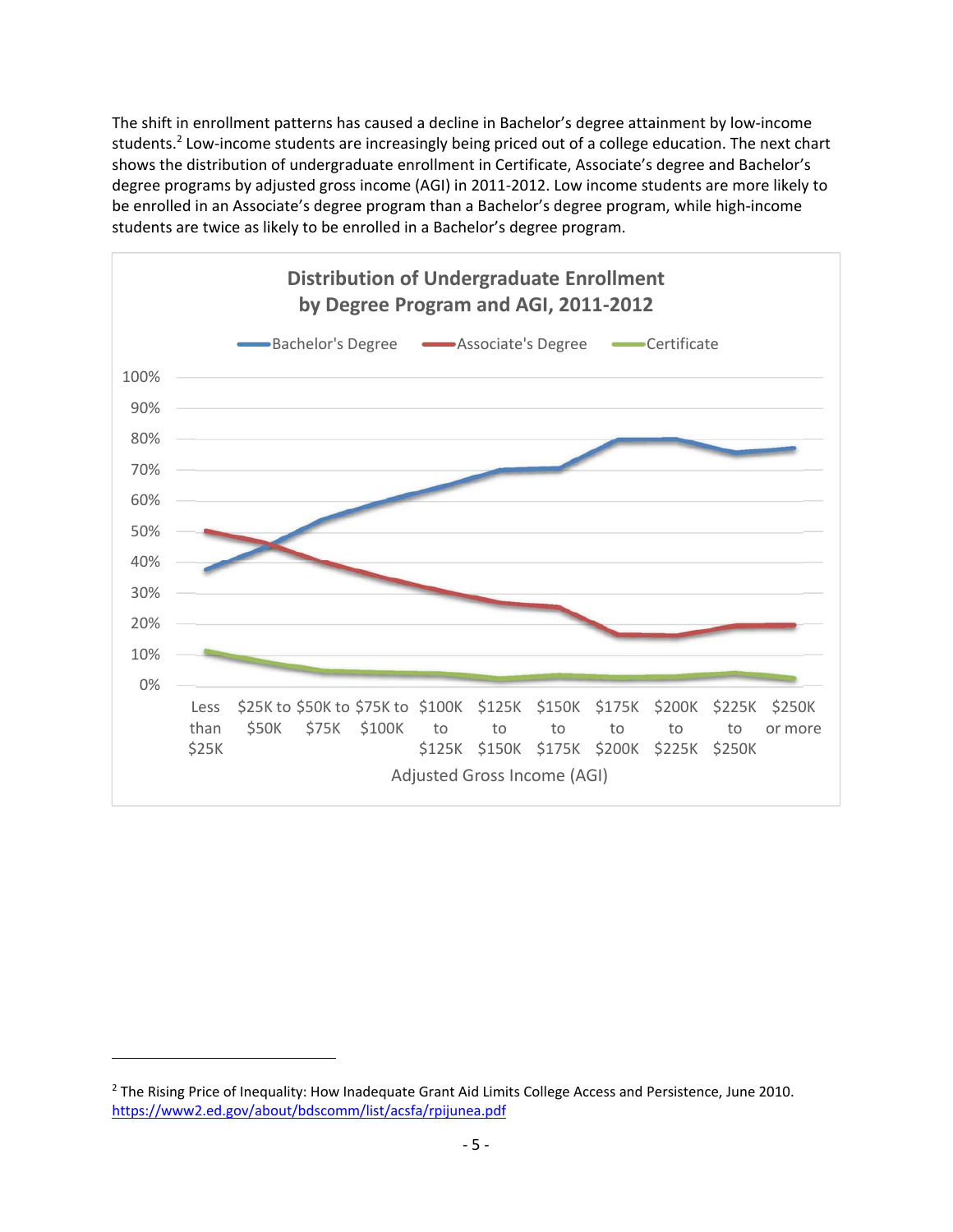The shift in enrollment patterns has caused a decline in Bachelor's degree attainment by low-income students.[2] Low-income students are increasingly being priced out of a college education. The next chart shows the distribution of undergraduate enrollment in Certificate, Associate's degree and Bachelor's degree programs by adjusted gross income (AGI) in 2011-2012. Low income students are more likely to be enrolled in an Associate's degree program than a Bachelor's degree program, while high-income students are twice as likely to be enrolled in a Bachelor's degree program.

**Distribution of Undergraduate Enrollment by Degree Program and AGI, 2011-2012**

Legend: Bachelor's Degree, Associate's Degree, Certificate

Y-axis: 0% – 100%

X-axis: Adjusted Gross Income (AGI) — Less than $25K; $25K to $50K; $50K to $75K; $75K to $100K; $100K to $125K; $125K to $150K; $150K to $175K; $175K to $200K; $200K to $225K; $225K to $250K; $250K or more

---

[2] The Rising Price of Inequality: How Inadequate Grant Aid Limits College Access and Persistence, June 2010. https://www2.ed.gov/about/bdscomm/list/acsfa/rpijunea.pdf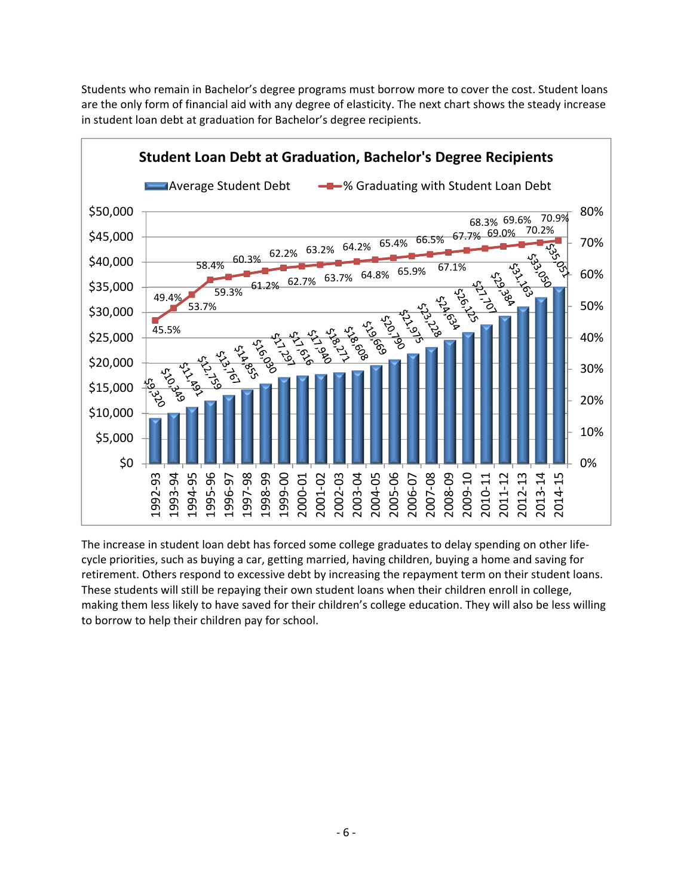Students who remain in Bachelor's degree programs must borrow more to cover the cost. Student loans are the only form of financial aid with any degree of elasticity. The next chart shows the steady increase in student loan debt at graduation for Bachelor's degree recipients.

**Student Loan Debt at Graduation, Bachelor's Degree Recipients**

| Year | Average Student Debt | % Graduating with Student Loan Debt |
|---|---|---|
| 1992-93 | $9,320 | 45.5% |
| 1993-94 | $10,349 | 49.4% |
| 1994-95 | $11,491 | 53.7% |
| 1995-96 | $12,759 | 58.4% |
| 1996-97 | $13,767 | 59.3% |
| 1997-98 | $14,855 | 60.3% |
| 1998-99 | $16,030 | 61.2% |
| 1999-00 | $17,297 | 62.2% |
| 2000-01 | $17,616 | 62.7% |
| 2001-02 | $17,940 | 63.2% |
| 2002-03 | $18,271 | 63.7% |
| 2003-04 | $18,608 | 64.2% |
| 2004-05 | $19,669 | 64.8% |
| 2005-06 | $20,790 | 65.4% |
| 2006-07 | $21,975 | 65.9% |
| 2007-08 | $23,228 | 66.5% |
| 2008-09 | $24,634 | 67.1% |
| 2009-10 | $26,125 | 67.7% |
| 2010-11 | $27,707 | 68.3% |
| 2011-12 | $29,384 | 69.0% |
| 2012-13 | $31,163 | 69.6% |
| 2013-14 | $33,050 | 70.2% |
| 2014-15 | $35,051 | 70.9% |

The increase in student loan debt has forced some college graduates to delay spending on other life-cycle priorities, such as buying a car, getting married, having children, buying a home and saving for retirement. Others respond to excessive debt by increasing the repayment term on their student loans. These students will still be repaying their own student loans when their children enroll in college, making them less likely to have saved for their children's college education. They will also be less willing to borrow to help their children pay for school.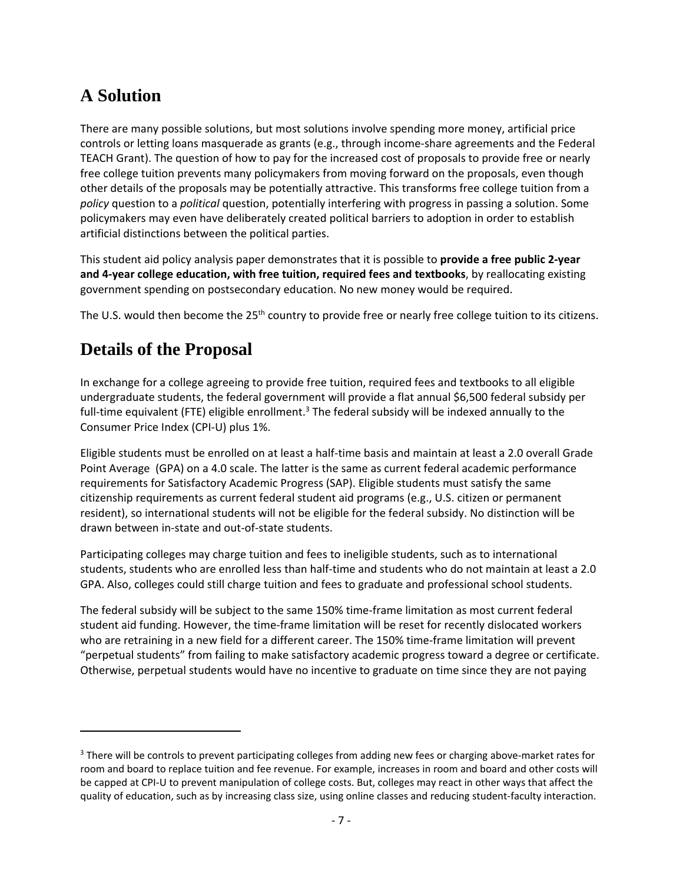## A Solution

There are many possible solutions, but most solutions involve spending more money, artificial price controls or letting loans masquerade as grants (e.g., through income-share agreements and the Federal TEACH Grant). The question of how to pay for the increased cost of proposals to provide free or nearly free college tuition prevents many policymakers from moving forward on the proposals, even though other details of the proposals may be potentially attractive. This transforms free college tuition from a *policy* question to a *political* question, potentially interfering with progress in passing a solution. Some policymakers may even have deliberately created political barriers to adoption in order to establish artificial distinctions between the political parties.

This student aid policy analysis paper demonstrates that it is possible to **provide a free public 2-year and 4-year college education, with free tuition, required fees and textbooks**, by reallocating existing government spending on postsecondary education. No new money would be required.

The U.S. would then become the 25th country to provide free or nearly free college tuition to its citizens.

## Details of the Proposal

In exchange for a college agreeing to provide free tuition, required fees and textbooks to all eligible undergraduate students, the federal government will provide a flat annual $6,500 federal subsidy per full-time equivalent (FTE) eligible enrollment.[3] The federal subsidy will be indexed annually to the Consumer Price Index (CPI-U) plus 1%.

Eligible students must be enrolled on at least a half-time basis and maintain at least a 2.0 overall Grade Point Average (GPA) on a 4.0 scale. The latter is the same as current federal academic performance requirements for Satisfactory Academic Progress (SAP). Eligible students must satisfy the same citizenship requirements as current federal student aid programs (e.g., U.S. citizen or permanent resident), so international students will not be eligible for the federal subsidy. No distinction will be drawn between in-state and out-of-state students.

Participating colleges may charge tuition and fees to ineligible students, such as to international students, students who are enrolled less than half-time and students who do not maintain at least a 2.0 GPA. Also, colleges could still charge tuition and fees to graduate and professional school students.

The federal subsidy will be subject to the same 150% time-frame limitation as most current federal student aid funding. However, the time-frame limitation will be reset for recently dislocated workers who are retraining in a new field for a different career. The 150% time-frame limitation will prevent "perpetual students" from failing to make satisfactory academic progress toward a degree or certificate. Otherwise, perpetual students would have no incentive to graduate on time since they are not paying

---

[3] There will be controls to prevent participating colleges from adding new fees or charging above-market rates for room and board to replace tuition and fee revenue. For example, increases in room and board and other costs will be capped at CPI-U to prevent manipulation of college costs. But, colleges may react in other ways that affect the quality of education, such as by increasing class size, using online classes and reducing student-faculty interaction.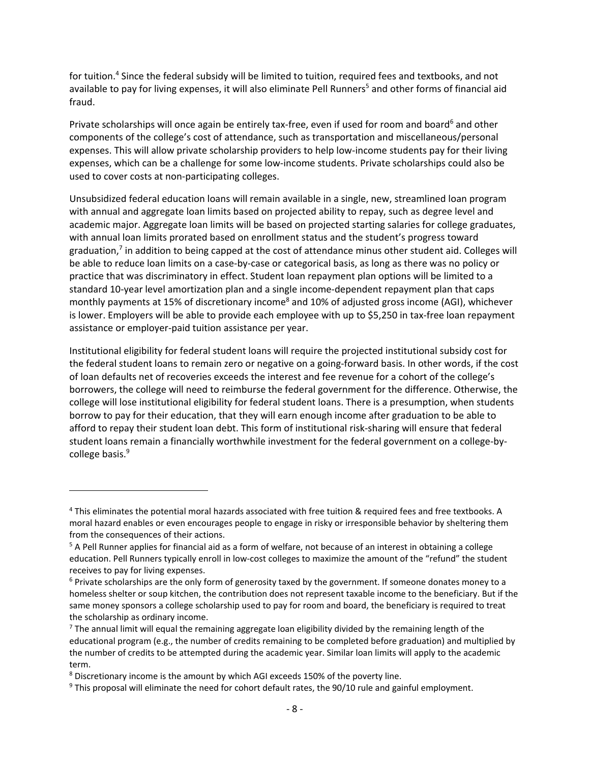for tuition.[4] Since the federal subsidy will be limited to tuition, required fees and textbooks, and not available to pay for living expenses, it will also eliminate Pell Runners[5] and other forms of financial aid fraud.

Private scholarships will once again be entirely tax-free, even if used for room and board[6] and other components of the college's cost of attendance, such as transportation and miscellaneous/personal expenses. This will allow private scholarship providers to help low-income students pay for their living expenses, which can be a challenge for some low-income students. Private scholarships could also be used to cover costs at non-participating colleges.

Unsubsidized federal education loans will remain available in a single, new, streamlined loan program with annual and aggregate loan limits based on projected ability to repay, such as degree level and academic major. Aggregate loan limits will be based on projected starting salaries for college graduates, with annual loan limits prorated based on enrollment status and the student's progress toward graduation,[7] in addition to being capped at the cost of attendance minus other student aid. Colleges will be able to reduce loan limits on a case-by-case or categorical basis, as long as there was no policy or practice that was discriminatory in effect. Student loan repayment plan options will be limited to a standard 10-year level amortization plan and a single income-dependent repayment plan that caps monthly payments at 15% of discretionary income[8] and 10% of adjusted gross income (AGI), whichever is lower. Employers will be able to provide each employee with up to $5,250 in tax-free loan repayment assistance or employer-paid tuition assistance per year.

Institutional eligibility for federal student loans will require the projected institutional subsidy cost for the federal student loans to remain zero or negative on a going-forward basis. In other words, if the cost of loan defaults net of recoveries exceeds the interest and fee revenue for a cohort of the college's borrowers, the college will need to reimburse the federal government for the difference. Otherwise, the college will lose institutional eligibility for federal student loans. There is a presumption, when students borrow to pay for their education, that they will earn enough income after graduation to be able to afford to repay their student loan debt. This form of institutional risk-sharing will ensure that federal student loans remain a financially worthwhile investment for the federal government on a college-by-college basis.[9]

---

[4] This eliminates the potential moral hazards associated with free tuition & required fees and free textbooks. A moral hazard enables or even encourages people to engage in risky or irresponsible behavior by sheltering them from the consequences of their actions.

[5] A Pell Runner applies for financial aid as a form of welfare, not because of an interest in obtaining a college education. Pell Runners typically enroll in low-cost colleges to maximize the amount of the "refund" the student receives to pay for living expenses.

[6] Private scholarships are the only form of generosity taxed by the government. If someone donates money to a homeless shelter or soup kitchen, the contribution does not represent taxable income to the beneficiary. But if the same money sponsors a college scholarship used to pay for room and board, the beneficiary is required to treat the scholarship as ordinary income.

[7] The annual limit will equal the remaining aggregate loan eligibility divided by the remaining length of the educational program (e.g., the number of credits remaining to be completed before graduation) and multiplied by the number of credits to be attempted during the academic year. Similar loan limits will apply to the academic term.

[8] Discretionary income is the amount by which AGI exceeds 150% of the poverty line.

[9] This proposal will eliminate the need for cohort default rates, the 90/10 rule and gainful employment.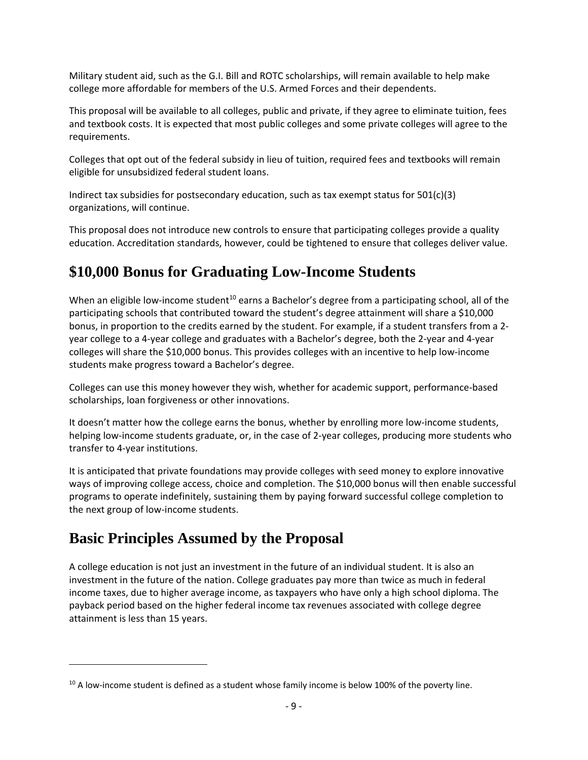Military student aid, such as the G.I. Bill and ROTC scholarships, will remain available to help make college more affordable for members of the U.S. Armed Forces and their dependents.

This proposal will be available to all colleges, public and private, if they agree to eliminate tuition, fees and textbook costs. It is expected that most public colleges and some private colleges will agree to the requirements.

Colleges that opt out of the federal subsidy in lieu of tuition, required fees and textbooks will remain eligible for unsubsidized federal student loans.

Indirect tax subsidies for postsecondary education, such as tax exempt status for 501(c)(3) organizations, will continue.

This proposal does not introduce new controls to ensure that participating colleges provide a quality education. Accreditation standards, however, could be tightened to ensure that colleges deliver value.

## $10,000 Bonus for Graduating Low-Income Students

When an eligible low-income student[10] earns a Bachelor's degree from a participating school, all of the participating schools that contributed toward the student's degree attainment will share a $10,000 bonus, in proportion to the credits earned by the student. For example, if a student transfers from a 2-year college to a 4-year college and graduates with a Bachelor's degree, both the 2-year and 4-year colleges will share the $10,000 bonus. This provides colleges with an incentive to help low-income students make progress toward a Bachelor's degree.

Colleges can use this money however they wish, whether for academic support, performance-based scholarships, loan forgiveness or other innovations.

It doesn't matter how the college earns the bonus, whether by enrolling more low-income students, helping low-income students graduate, or, in the case of 2-year colleges, producing more students who transfer to 4-year institutions.

It is anticipated that private foundations may provide colleges with seed money to explore innovative ways of improving college access, choice and completion. The $10,000 bonus will then enable successful programs to operate indefinitely, sustaining them by paying forward successful college completion to the next group of low-income students.

## Basic Principles Assumed by the Proposal

A college education is not just an investment in the future of an individual student. It is also an investment in the future of the nation. College graduates pay more than twice as much in federal income taxes, due to higher average income, as taxpayers who have only a high school diploma. The payback period based on the higher federal income tax revenues associated with college degree attainment is less than 15 years.

---

[10] A low-income student is defined as a student whose family income is below 100% of the poverty line.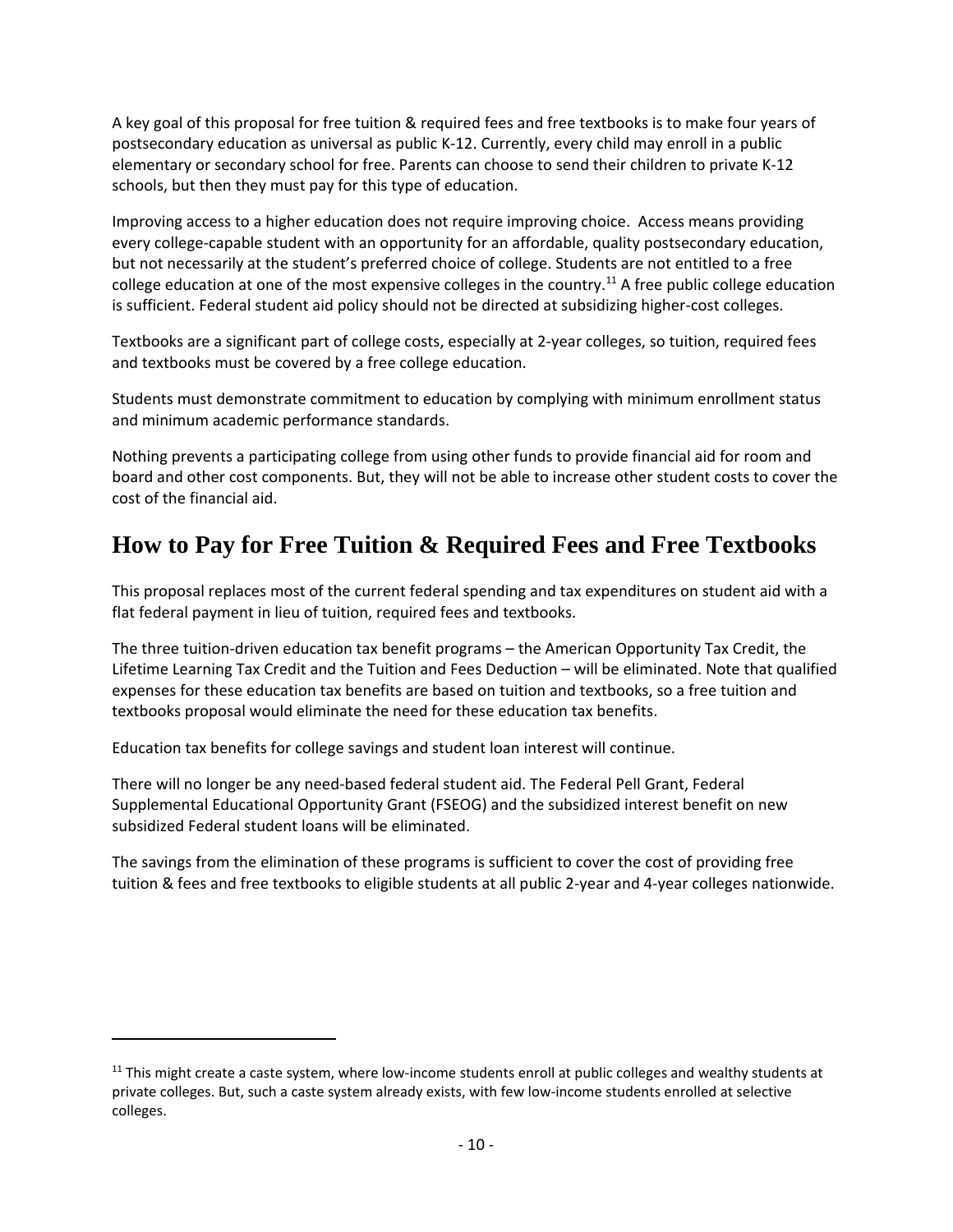A key goal of this proposal for free tuition & required fees and free textbooks is to make four years of postsecondary education as universal as public K-12. Currently, every child may enroll in a public elementary or secondary school for free. Parents can choose to send their children to private K-12 schools, but then they must pay for this type of education.

Improving access to a higher education does not require improving choice. Access means providing every college-capable student with an opportunity for an affordable, quality postsecondary education, but not necessarily at the student's preferred choice of college. Students are not entitled to a free college education at one of the most expensive colleges in the country.[11] A free public college education is sufficient. Federal student aid policy should not be directed at subsidizing higher-cost colleges.

Textbooks are a significant part of college costs, especially at 2-year colleges, so tuition, required fees and textbooks must be covered by a free college education.

Students must demonstrate commitment to education by complying with minimum enrollment status and minimum academic performance standards.

Nothing prevents a participating college from using other funds to provide financial aid for room and board and other cost components. But, they will not be able to increase other student costs to cover the cost of the financial aid.

## How to Pay for Free Tuition & Required Fees and Free Textbooks

This proposal replaces most of the current federal spending and tax expenditures on student aid with a flat federal payment in lieu of tuition, required fees and textbooks.

The three tuition-driven education tax benefit programs – the American Opportunity Tax Credit, the Lifetime Learning Tax Credit and the Tuition and Fees Deduction – will be eliminated. Note that qualified expenses for these education tax benefits are based on tuition and textbooks, so a free tuition and textbooks proposal would eliminate the need for these education tax benefits.

Education tax benefits for college savings and student loan interest will continue.

There will no longer be any need-based federal student aid. The Federal Pell Grant, Federal Supplemental Educational Opportunity Grant (FSEOG) and the subsidized interest benefit on new subsidized Federal student loans will be eliminated.

The savings from the elimination of these programs is sufficient to cover the cost of providing free tuition & fees and free textbooks to eligible students at all public 2-year and 4-year colleges nationwide.

[11] This might create a caste system, where low-income students enroll at public colleges and wealthy students at private colleges. But, such a caste system already exists, with few low-income students enrolled at selective colleges.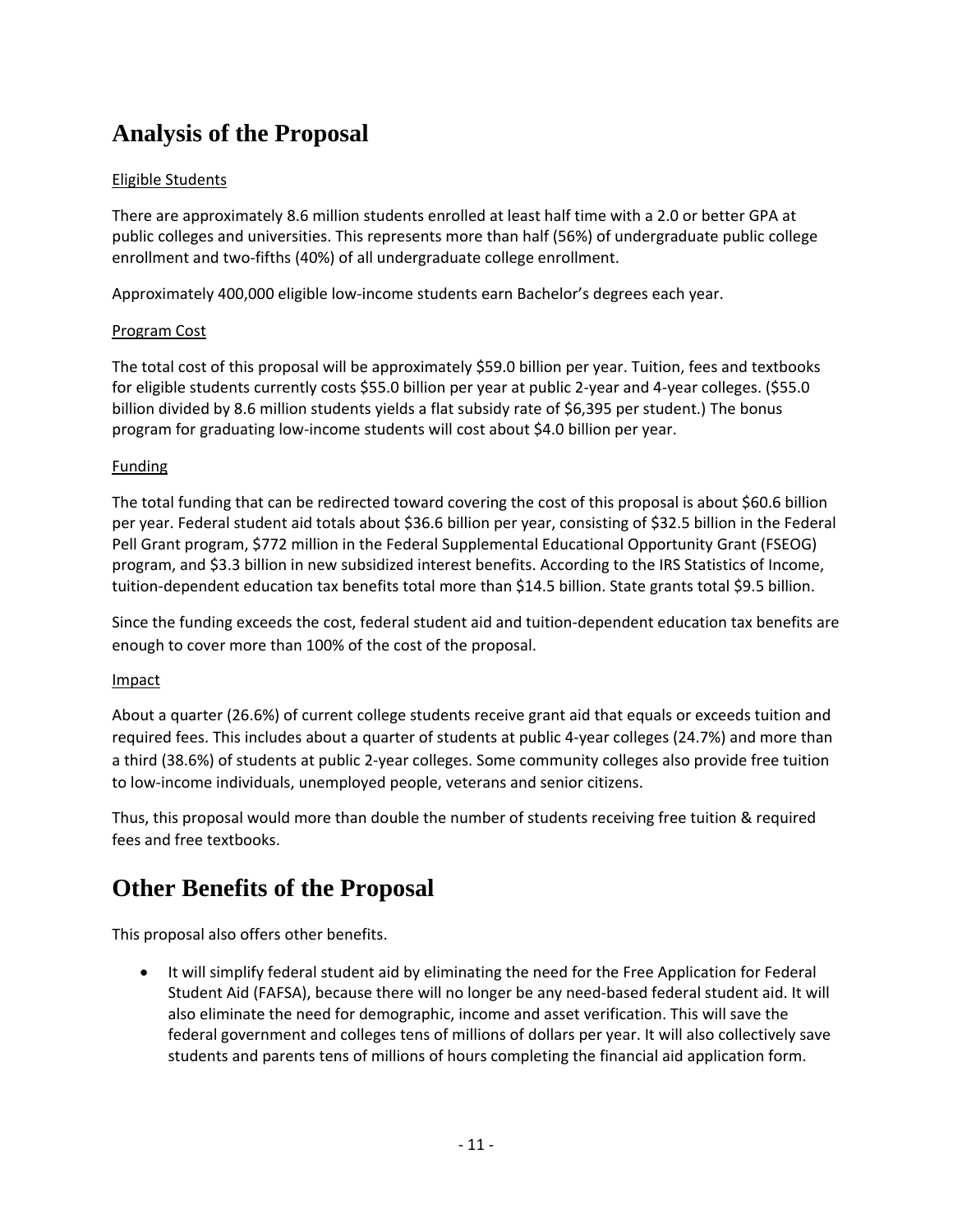## Analysis of the Proposal

Eligible Students

There are approximately 8.6 million students enrolled at least half time with a 2.0 or better GPA at public colleges and universities. This represents more than half (56%) of undergraduate public college enrollment and two-fifths (40%) of all undergraduate college enrollment.

Approximately 400,000 eligible low-income students earn Bachelor's degrees each year.

Program Cost

The total cost of this proposal will be approximately $59.0 billion per year. Tuition, fees and textbooks for eligible students currently costs $55.0 billion per year at public 2-year and 4-year colleges. ($55.0 billion divided by 8.6 million students yields a flat subsidy rate of $6,395 per student.) The bonus program for graduating low-income students will cost about $4.0 billion per year.

Funding

The total funding that can be redirected toward covering the cost of this proposal is about $60.6 billion per year. Federal student aid totals about $36.6 billion per year, consisting of $32.5 billion in the Federal Pell Grant program, $772 million in the Federal Supplemental Educational Opportunity Grant (FSEOG) program, and $3.3 billion in new subsidized interest benefits. According to the IRS Statistics of Income, tuition-dependent education tax benefits total more than $14.5 billion. State grants total $9.5 billion.

Since the funding exceeds the cost, federal student aid and tuition-dependent education tax benefits are enough to cover more than 100% of the cost of the proposal.

Impact

About a quarter (26.6%) of current college students receive grant aid that equals or exceeds tuition and required fees. This includes about a quarter of students at public 4-year colleges (24.7%) and more than a third (38.6%) of students at public 2-year colleges. Some community colleges also provide free tuition to low-income individuals, unemployed people, veterans and senior citizens.

Thus, this proposal would more than double the number of students receiving free tuition & required fees and free textbooks.

## Other Benefits of the Proposal

This proposal also offers other benefits.

- It will simplify federal student aid by eliminating the need for the Free Application for Federal Student Aid (FAFSA), because there will no longer be any need-based federal student aid. It will also eliminate the need for demographic, income and asset verification. This will save the federal government and colleges tens of millions of dollars per year. It will also collectively save students and parents tens of millions of hours completing the financial aid application form.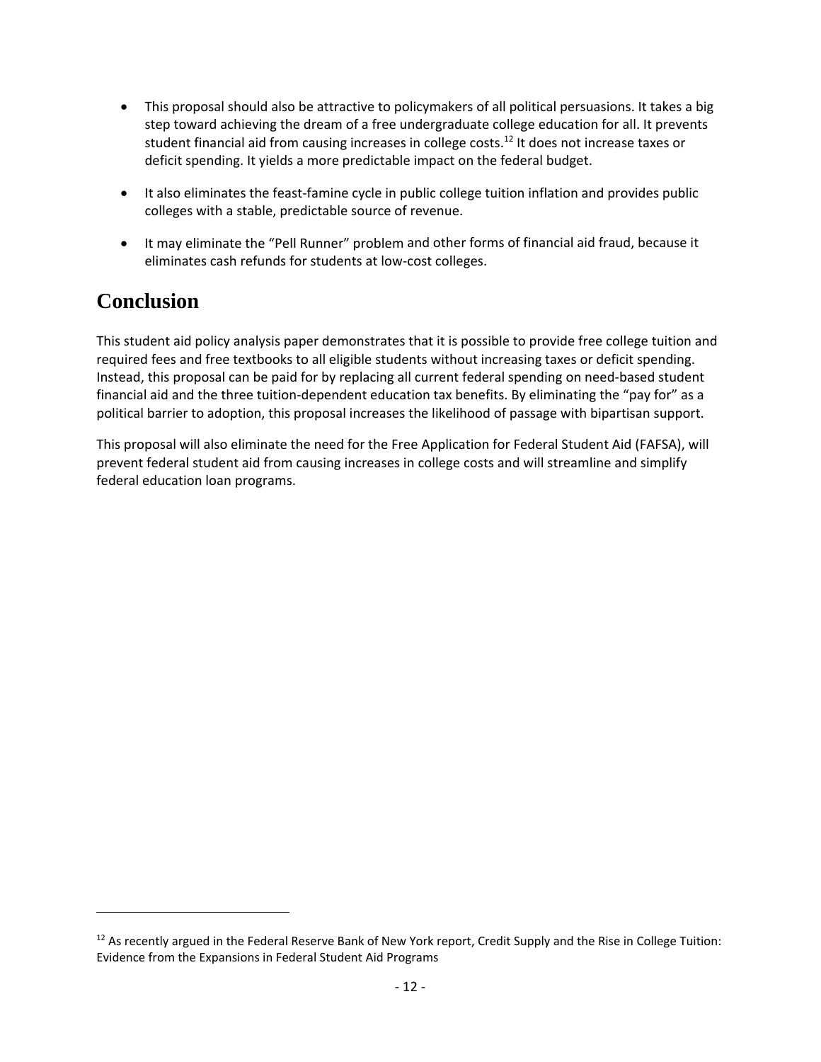- This proposal should also be attractive to policymakers of all political persuasions. It takes a big step toward achieving the dream of a free undergraduate college education for all. It prevents student financial aid from causing increases in college costs.[12] It does not increase taxes or deficit spending. It yields a more predictable impact on the federal budget.

- It also eliminates the feast-famine cycle in public college tuition inflation and provides public colleges with a stable, predictable source of revenue.

- It may eliminate the "Pell Runner" problem and other forms of financial aid fraud, because it eliminates cash refunds for students at low-cost colleges.

# Conclusion

This student aid policy analysis paper demonstrates that it is possible to provide free college tuition and required fees and free textbooks to all eligible students without increasing taxes or deficit spending. Instead, this proposal can be paid for by replacing all current federal spending on need-based student financial aid and the three tuition-dependent education tax benefits. By eliminating the "pay for" as a political barrier to adoption, this proposal increases the likelihood of passage with bipartisan support.

This proposal will also eliminate the need for the Free Application for Federal Student Aid (FAFSA), will prevent federal student aid from causing increases in college costs and will streamline and simplify federal education loan programs.

---

[12] As recently argued in the Federal Reserve Bank of New York report, Credit Supply and the Rise in College Tuition: Evidence from the Expansions in Federal Student Aid Programs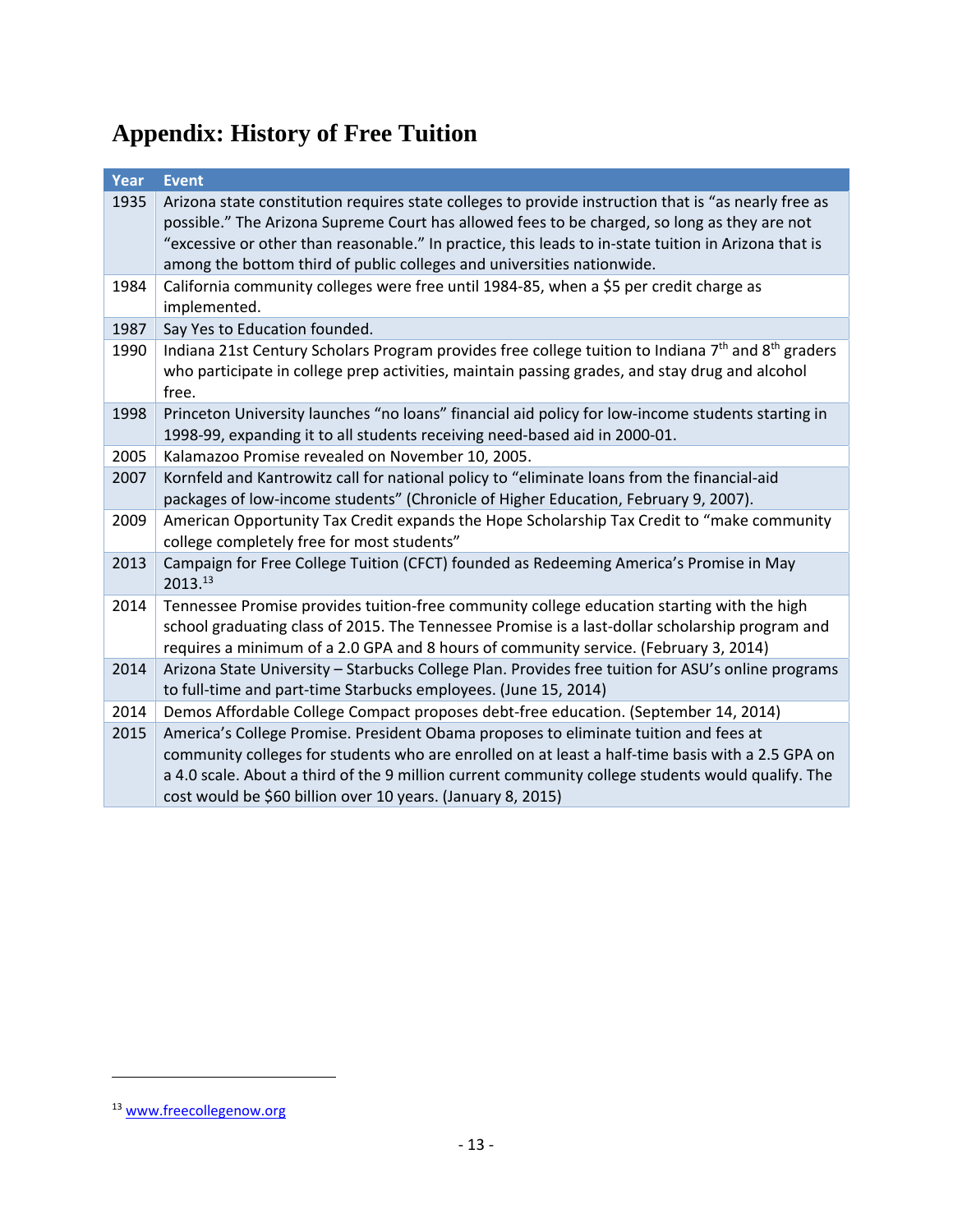# Appendix: History of Free Tuition

| Year | Event |
|---|---|
| 1935 | Arizona state constitution requires state colleges to provide instruction that is "as nearly free as possible." The Arizona Supreme Court has allowed fees to be charged, so long as they are not "excessive or other than reasonable." In practice, this leads to in-state tuition in Arizona that is among the bottom third of public colleges and universities nationwide. |
| 1984 | California community colleges were free until 1984-85, when a $5 per credit charge as implemented. |
| 1987 | Say Yes to Education founded. |
| 1990 | Indiana 21st Century Scholars Program provides free college tuition to Indiana 7th and 8th graders who participate in college prep activities, maintain passing grades, and stay drug and alcohol free. |
| 1998 | Princeton University launches "no loans" financial aid policy for low-income students starting in 1998-99, expanding it to all students receiving need-based aid in 2000-01. |
| 2005 | Kalamazoo Promise revealed on November 10, 2005. |
| 2007 | Kornfeld and Kantrowitz call for national policy to "eliminate loans from the financial-aid packages of low-income students" (Chronicle of Higher Education, February 9, 2007). |
| 2009 | American Opportunity Tax Credit expands the Hope Scholarship Tax Credit to "make community college completely free for most students" |
| 2013 | Campaign for Free College Tuition (CFCT) founded as Redeeming America's Promise in May 2013.[13] |
| 2014 | Tennessee Promise provides tuition-free community college education starting with the high school graduating class of 2015. The Tennessee Promise is a last-dollar scholarship program and requires a minimum of a 2.0 GPA and 8 hours of community service. (February 3, 2014) |
| 2014 | Arizona State University – Starbucks College Plan. Provides free tuition for ASU's online programs to full-time and part-time Starbucks employees. (June 15, 2014) |
| 2014 | Demos Affordable College Compact proposes debt-free education. (September 14, 2014) |
| 2015 | America's College Promise. President Obama proposes to eliminate tuition and fees at community colleges for students who are enrolled on at least a half-time basis with a 2.5 GPA on a 4.0 scale. About a third of the 9 million current community college students would qualify. The cost would be $60 billion over 10 years. (January 8, 2015) |

[13] www.freecollegenow.org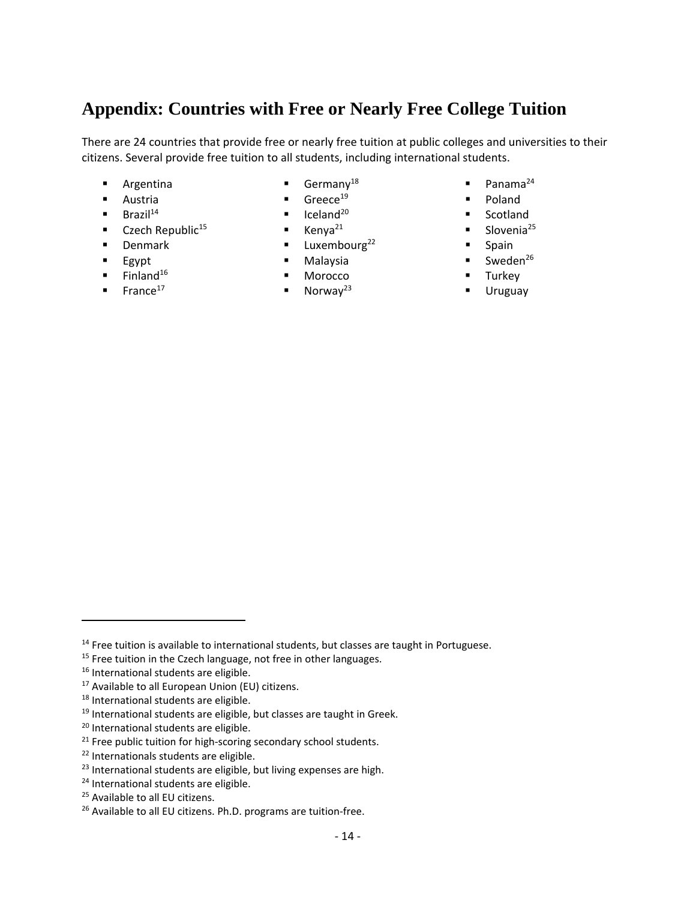# Appendix: Countries with Free or Nearly Free College Tuition

There are 24 countries that provide free or nearly free tuition at public colleges and universities to their citizens. Several provide free tuition to all students, including international students.

- Argentina
- Austria
- Brazil[14]
- Czech Republic[15]
- Denmark
- Egypt
- Finland[16]
- France[17]
- Germany[18]
- Greece[19]
- Iceland[20]
- Kenya[21]
- Luxembourg[22]
- Malaysia
- Morocco
- Norway[23]
- Panama[24]
- Poland
- Scotland
- Slovenia[25]
- Spain
- Sweden[26]
- Turkey
- Uruguay

---

[14] Free tuition is available to international students, but classes are taught in Portuguese.

[15] Free tuition in the Czech language, not free in other languages.

[16] International students are eligible.

[17] Available to all European Union (EU) citizens.

[18] International students are eligible.

[19] International students are eligible, but classes are taught in Greek.

[20] International students are eligible.

[21] Free public tuition for high-scoring secondary school students.

[22] Internationals students are eligible.

[23] International students are eligible, but living expenses are high.

[24] International students are eligible.

[25] Available to all EU citizens.

[26] Available to all EU citizens. Ph.D. programs are tuition-free.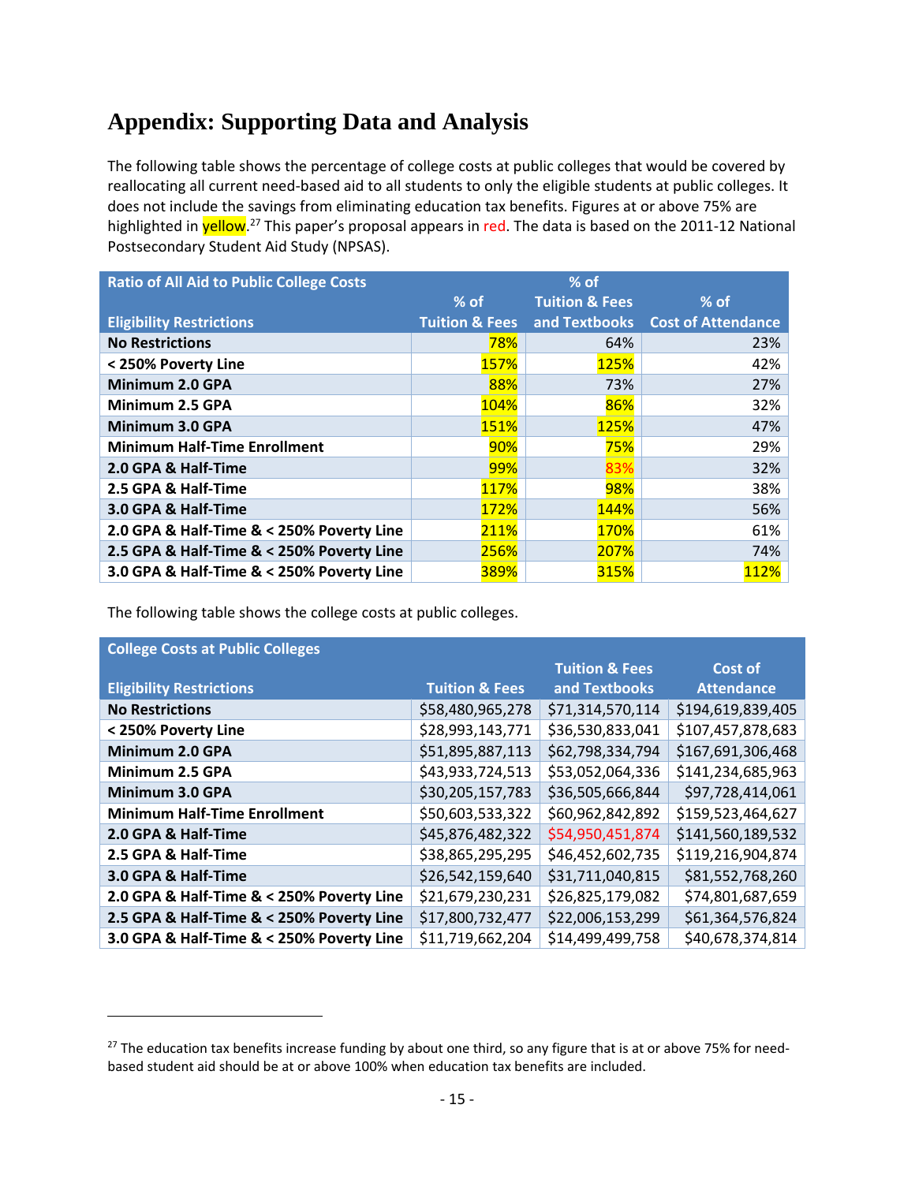# Appendix: Supporting Data and Analysis

The following table shows the percentage of college costs at public colleges that would be covered by reallocating all current need-based aid to all students to only the eligible students at public colleges. It does not include the savings from eliminating education tax benefits. Figures at or above 75% are highlighted in yellow.[27] This paper's proposal appears in red. The data is based on the 2011-12 National Postsecondary Student Aid Study (NPSAS).

| Ratio of All Aid to Public College Costs<br>Eligibility Restrictions | % of Tuition & Fees | % of Tuition & Fees and Textbooks | % of Cost of Attendance |
|---|---|---|---|
| No Restrictions | 78% | 64% | 23% |
| < 250% Poverty Line | 157% | 125% | 42% |
| Minimum 2.0 GPA | 88% | 73% | 27% |
| Minimum 2.5 GPA | 104% | 86% | 32% |
| Minimum 3.0 GPA | 151% | 125% | 47% |
| Minimum Half-Time Enrollment | 90% | 75% | 29% |
| 2.0 GPA & Half-Time | 99% | 83% | 32% |
| 2.5 GPA & Half-Time | 117% | 98% | 38% |
| 3.0 GPA & Half-Time | 172% | 144% | 56% |
| 2.0 GPA & Half-Time & < 250% Poverty Line | 211% | 170% | 61% |
| 2.5 GPA & Half-Time & < 250% Poverty Line | 256% | 207% | 74% |
| 3.0 GPA & Half-Time & < 250% Poverty Line | 389% | 315% | 112% |

The following table shows the college costs at public colleges.

| College Costs at Public Colleges<br>Eligibility Restrictions | Tuition & Fees | Tuition & Fees and Textbooks | Cost of Attendance |
|---|---|---|---|
| No Restrictions | $58,480,965,278 | $71,314,570,114 | $194,619,839,405 |
| < 250% Poverty Line | $28,993,143,771 | $36,530,833,041 | $107,457,878,683 |
| Minimum 2.0 GPA | $51,895,887,113 | $62,798,334,794 | $167,691,306,468 |
| Minimum 2.5 GPA | $43,933,724,513 | $53,052,064,336 | $141,234,685,963 |
| Minimum 3.0 GPA | $30,205,157,783 | $36,505,666,844 | $97,728,414,061 |
| Minimum Half-Time Enrollment | $50,603,533,322 | $60,962,842,892 | $159,523,464,627 |
| 2.0 GPA & Half-Time | $45,876,482,322 | $54,950,451,874 | $141,560,189,532 |
| 2.5 GPA & Half-Time | $38,865,295,295 | $46,452,602,735 | $119,216,904,874 |
| 3.0 GPA & Half-Time | $26,542,159,640 | $31,711,040,815 | $81,552,768,260 |
| 2.0 GPA & Half-Time & < 250% Poverty Line | $21,679,230,231 | $26,825,179,082 | $74,801,687,659 |
| 2.5 GPA & Half-Time & < 250% Poverty Line | $17,800,732,477 | $22,006,153,299 | $61,364,576,824 |
| 3.0 GPA & Half-Time & < 250% Poverty Line | $11,719,662,204 | $14,499,499,758 | $40,678,374,814 |

[27] The education tax benefits increase funding by about one third, so any figure that is at or above 75% for need-based student aid should be at or above 100% when education tax benefits are included.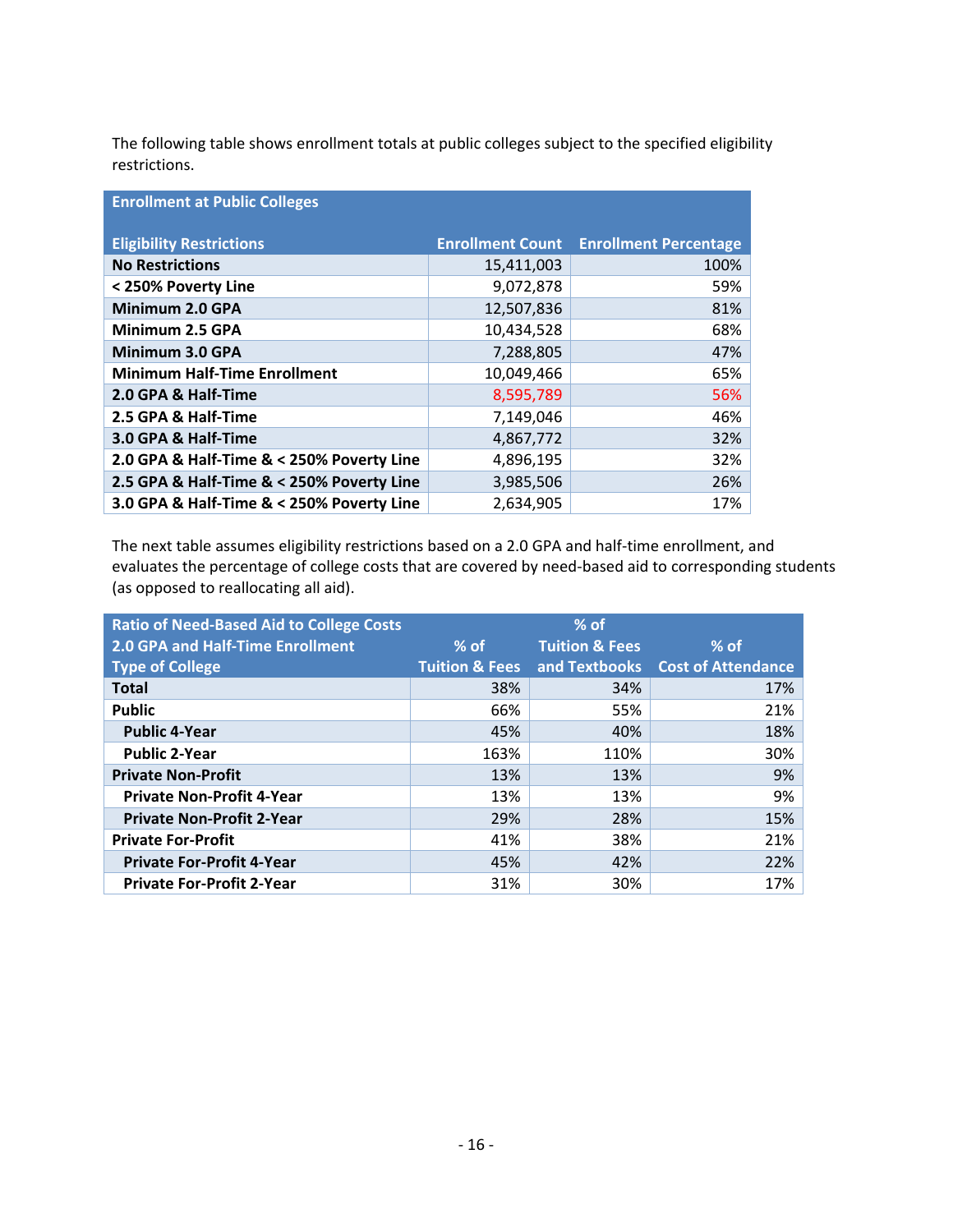The following table shows enrollment totals at public colleges subject to the specified eligibility restrictions.

| Enrollment at Public Colleges | | |
|---|---|---|
| **Eligibility Restrictions** | **Enrollment Count** | **Enrollment Percentage** |
| **No Restrictions** | 15,411,003 | 100% |
| **< 250% Poverty Line** | 9,072,878 | 59% |
| **Minimum 2.0 GPA** | 12,507,836 | 81% |
| **Minimum 2.5 GPA** | 10,434,528 | 68% |
| **Minimum 3.0 GPA** | 7,288,805 | 47% |
| **Minimum Half-Time Enrollment** | 10,049,466 | 65% |
| **2.0 GPA & Half-Time** | 8,595,789 | 56% |
| **2.5 GPA & Half-Time** | 7,149,046 | 46% |
| **3.0 GPA & Half-Time** | 4,867,772 | 32% |
| **2.0 GPA & Half-Time & < 250% Poverty Line** | 4,896,195 | 32% |
| **2.5 GPA & Half-Time & < 250% Poverty Line** | 3,985,506 | 26% |
| **3.0 GPA & Half-Time & < 250% Poverty Line** | 2,634,905 | 17% |

The next table assumes eligibility restrictions based on a 2.0 GPA and half-time enrollment, and evaluates the percentage of college costs that are covered by need-based aid to corresponding students (as opposed to reallocating all aid).

| Ratio of Need-Based Aid to College Costs<br>2.0 GPA and Half-Time Enrollment<br>Type of College | % of<br>Tuition & Fees | % of<br>Tuition & Fees<br>and Textbooks | % of<br>Cost of Attendance |
|---|---|---|---|
| **Total** | 38% | 34% | 17% |
| **Public** | 66% | 55% | 21% |
| **Public 4-Year** | 45% | 40% | 18% |
| **Public 2-Year** | 163% | 110% | 30% |
| **Private Non-Profit** | 13% | 13% | 9% |
| **Private Non-Profit 4-Year** | 13% | 13% | 9% |
| **Private Non-Profit 2-Year** | 29% | 28% | 15% |
| **Private For-Profit** | 41% | 38% | 21% |
| **Private For-Profit 4-Year** | 45% | 42% | 22% |
| **Private For-Profit 2-Year** | 31% | 30% | 17% |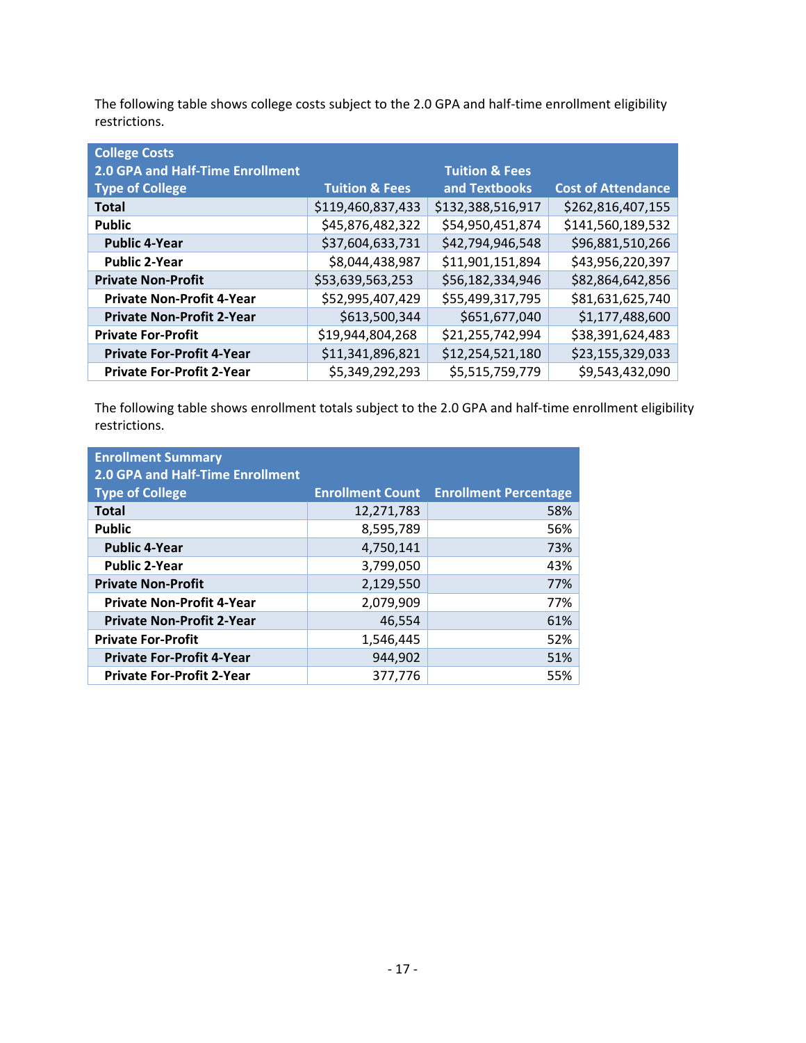The following table shows college costs subject to the 2.0 GPA and half-time enrollment eligibility restrictions.

| College Costs<br>2.0 GPA and Half-Time Enrollment<br>Type of College | Tuition & Fees | Tuition & Fees and Textbooks | Cost of Attendance |
|---|---|---|---|
| **Total** | $119,460,837,433 | $132,388,516,917 | $262,816,407,155 |
| **Public** | $45,876,482,322 | $54,950,451,874 | $141,560,189,532 |
| **Public 4-Year** | $37,604,633,731 | $42,794,946,548 | $96,881,510,266 |
| **Public 2-Year** | $8,044,438,987 | $11,901,151,894 | $43,956,220,397 |
| **Private Non-Profit** | $53,639,563,253 | $56,182,334,946 | $82,864,642,856 |
| **Private Non-Profit 4-Year** | $52,995,407,429 | $55,499,317,795 | $81,631,625,740 |
| **Private Non-Profit 2-Year** | $613,500,344 | $651,677,040 | $1,177,488,600 |
| **Private For-Profit** | $19,944,804,268 | $21,255,742,994 | $38,391,624,483 |
| **Private For-Profit 4-Year** | $11,341,896,821 | $12,254,521,180 | $23,155,329,033 |
| **Private For-Profit 2-Year** | $5,349,292,293 | $5,515,759,779 | $9,543,432,090 |

The following table shows enrollment totals subject to the 2.0 GPA and half-time enrollment eligibility restrictions.

| Enrollment Summary<br>2.0 GPA and Half-Time Enrollment<br>Type of College | Enrollment Count | Enrollment Percentage |
|---|---|---|
| **Total** | 12,271,783 | 58% |
| **Public** | 8,595,789 | 56% |
| **Public 4-Year** | 4,750,141 | 73% |
| **Public 2-Year** | 3,799,050 | 43% |
| **Private Non-Profit** | 2,129,550 | 77% |
| **Private Non-Profit 4-Year** | 2,079,909 | 77% |
| **Private Non-Profit 2-Year** | 46,554 | 61% |
| **Private For-Profit** | 1,546,445 | 52% |
| **Private For-Profit 4-Year** | 944,902 | 51% |
| **Private For-Profit 2-Year** | 377,776 | 55% |